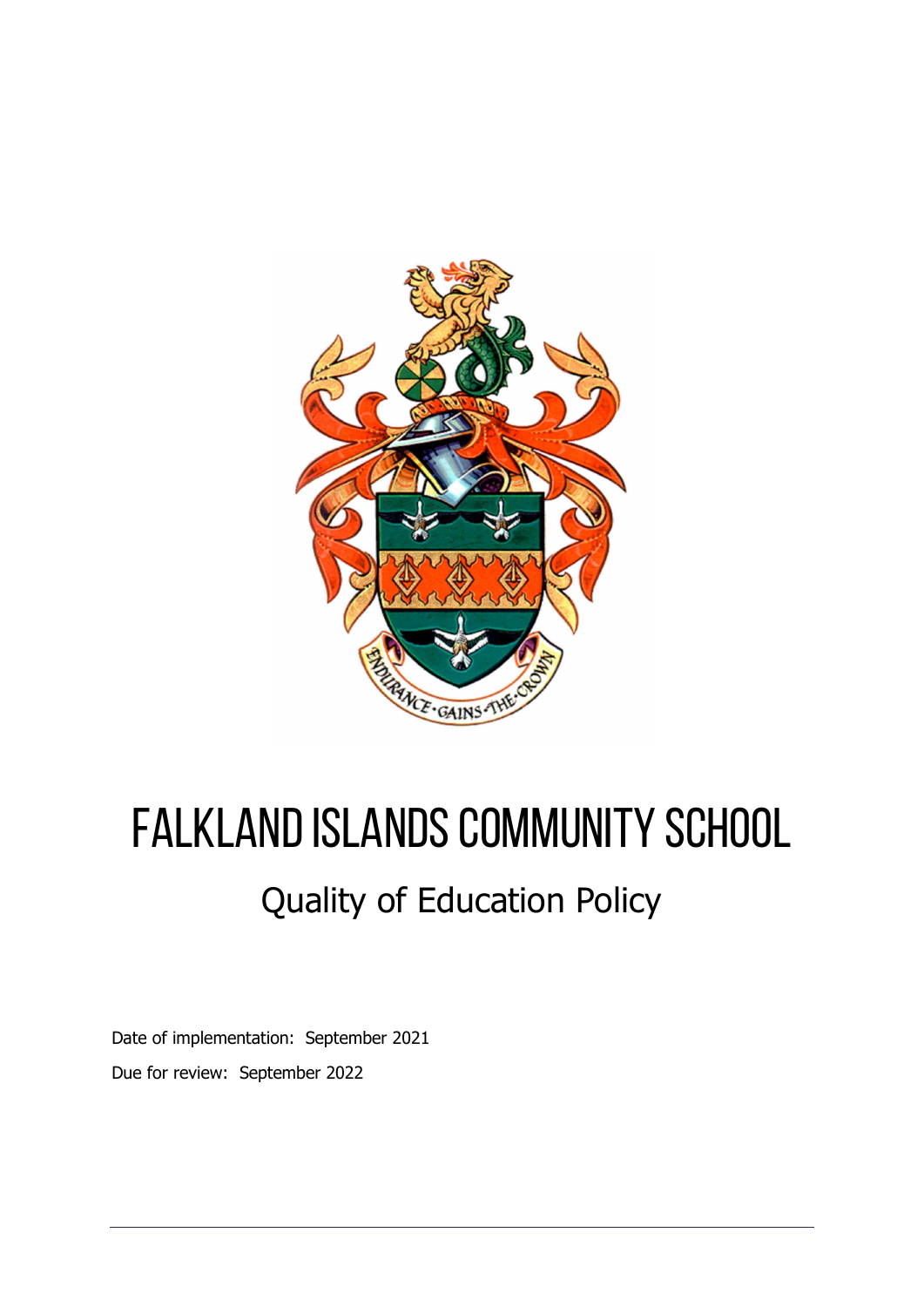# FALKLAND ISLANDS COMMUNITY SCHOOL

## Quality of Education Policy

Date of implementation: September 2021

Due for review: September 2022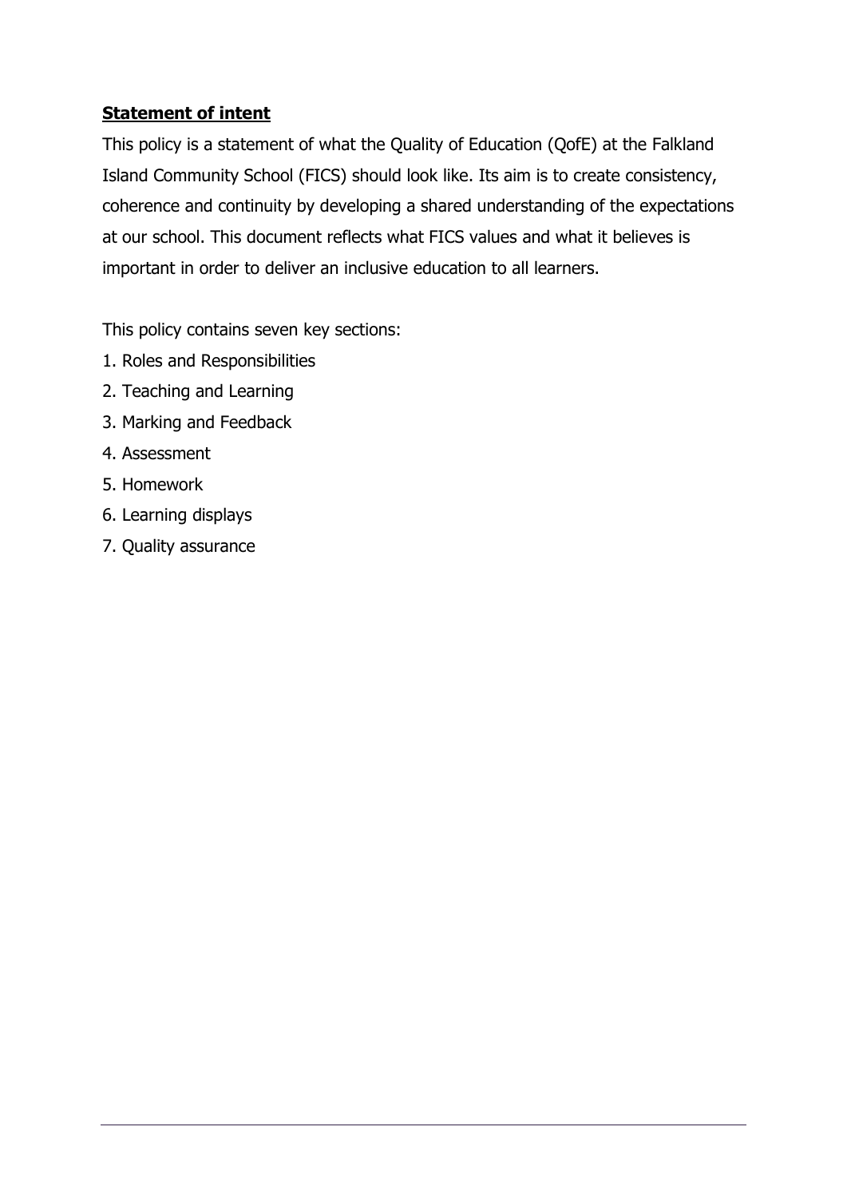## **Statement of intent**

This policy is a statement of what the Quality of Education (QofE) at the Falkland Island Community School (FICS) should look like. Its aim is to create consistency, coherence and continuity by developing a shared understanding of the expectations at our school. This document reflects what FICS values and what it believes is important in order to deliver an inclusive education to all learners.

This policy contains seven key sections:

1. Roles and Responsibilities
2. Teaching and Learning
3. Marking and Feedback
4. Assessment
5. Homework
6. Learning displays
7. Quality assurance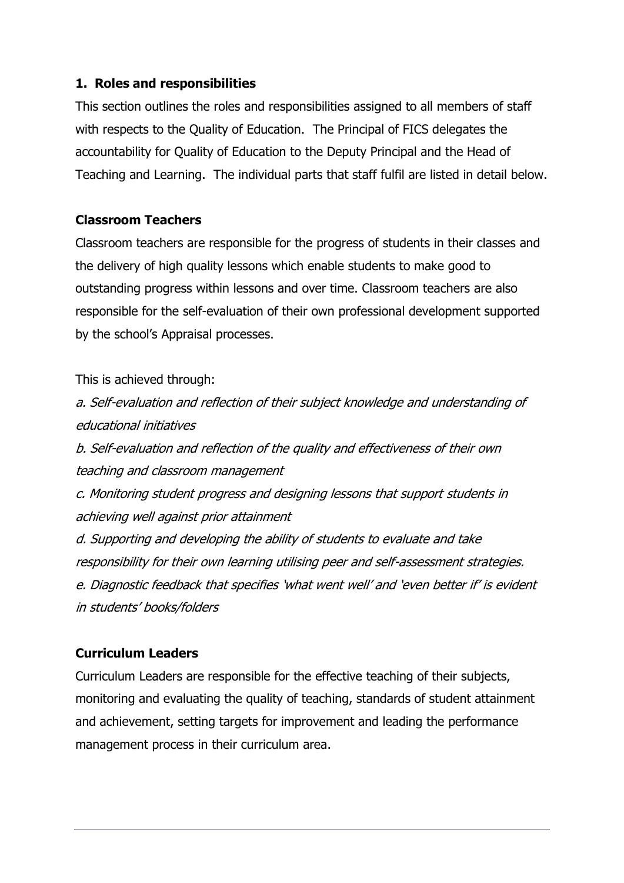## 1. Roles and responsibilities

This section outlines the roles and responsibilities assigned to all members of staff with respects to the Quality of Education. The Principal of FICS delegates the accountability for Quality of Education to the Deputy Principal and the Head of Teaching and Learning. The individual parts that staff fulfil are listed in detail below.

### Classroom Teachers

Classroom teachers are responsible for the progress of students in their classes and the delivery of high quality lessons which enable students to make good to outstanding progress within lessons and over time. Classroom teachers are also responsible for the self-evaluation of their own professional development supported by the school's Appraisal processes.

This is achieved through:

*a. Self-evaluation and reflection of their subject knowledge and understanding of educational initiatives*

*b. Self-evaluation and reflection of the quality and effectiveness of their own teaching and classroom management*

*c. Monitoring student progress and designing lessons that support students in achieving well against prior attainment*

*d. Supporting and developing the ability of students to evaluate and take responsibility for their own learning utilising peer and self-assessment strategies.*

*e. Diagnostic feedback that specifies 'what went well' and 'even better if' is evident in students' books/folders*

### Curriculum Leaders

Curriculum Leaders are responsible for the effective teaching of their subjects, monitoring and evaluating the quality of teaching, standards of student attainment and achievement, setting targets for improvement and leading the performance management process in their curriculum area.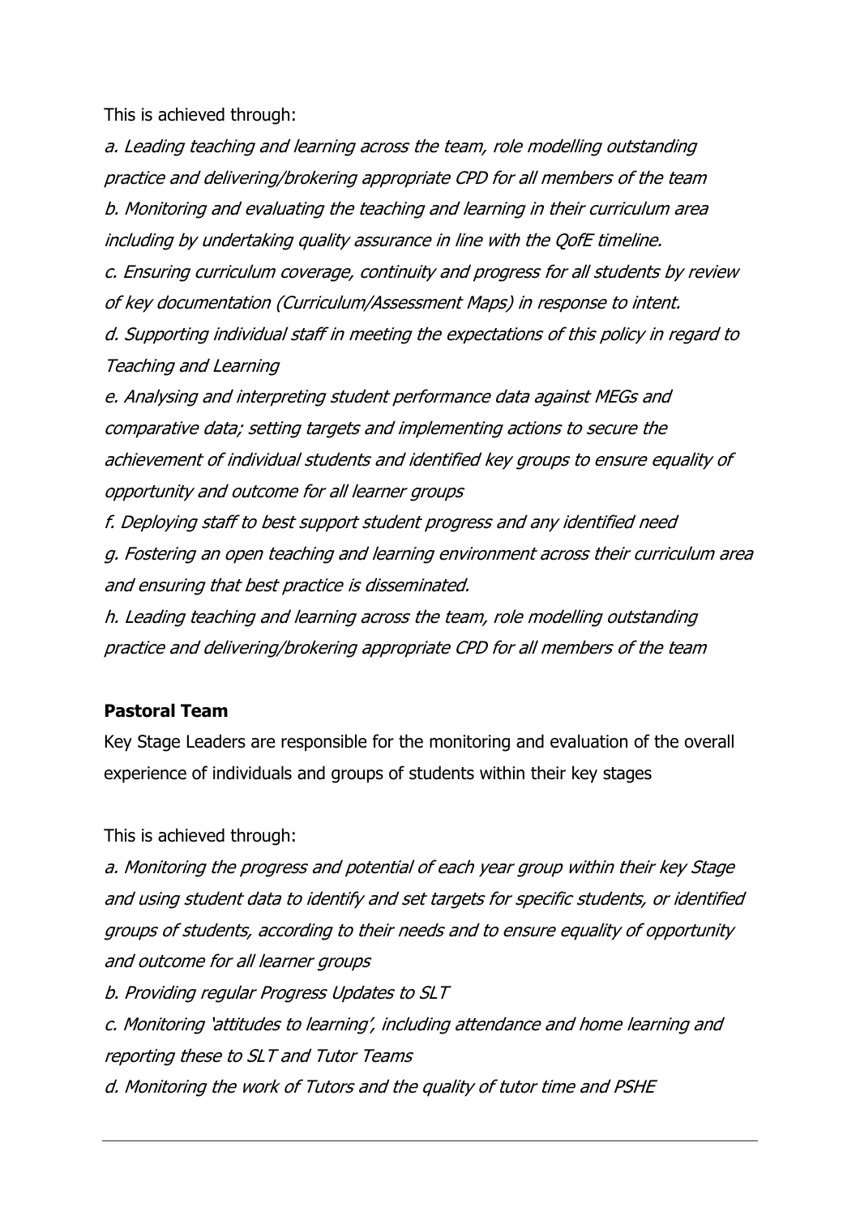This is achieved through:

*a. Leading teaching and learning across the team, role modelling outstanding practice and delivering/brokering appropriate CPD for all members of the team*
*b. Monitoring and evaluating the teaching and learning in their curriculum area including by undertaking quality assurance in line with the QofE timeline.*
*c. Ensuring curriculum coverage, continuity and progress for all students by review of key documentation (Curriculum/Assessment Maps) in response to intent.*
*d. Supporting individual staff in meeting the expectations of this policy in regard to Teaching and Learning*
*e. Analysing and interpreting student performance data against MEGs and comparative data; setting targets and implementing actions to secure the achievement of individual students and identified key groups to ensure equality of opportunity and outcome for all learner groups*
*f. Deploying staff to best support student progress and any identified need*
*g. Fostering an open teaching and learning environment across their curriculum area and ensuring that best practice is disseminated.*
*h. Leading teaching and learning across the team, role modelling outstanding practice and delivering/brokering appropriate CPD for all members of the team*

**Pastoral Team**

Key Stage Leaders are responsible for the monitoring and evaluation of the overall experience of individuals and groups of students within their key stages

This is achieved through:

*a. Monitoring the progress and potential of each year group within their key Stage and using student data to identify and set targets for specific students, or identified groups of students, according to their needs and to ensure equality of opportunity and outcome for all learner groups*
*b. Providing regular Progress Updates to SLT*
*c. Monitoring 'attitudes to learning', including attendance and home learning and reporting these to SLT and Tutor Teams*
*d. Monitoring the work of Tutors and the quality of tutor time and PSHE*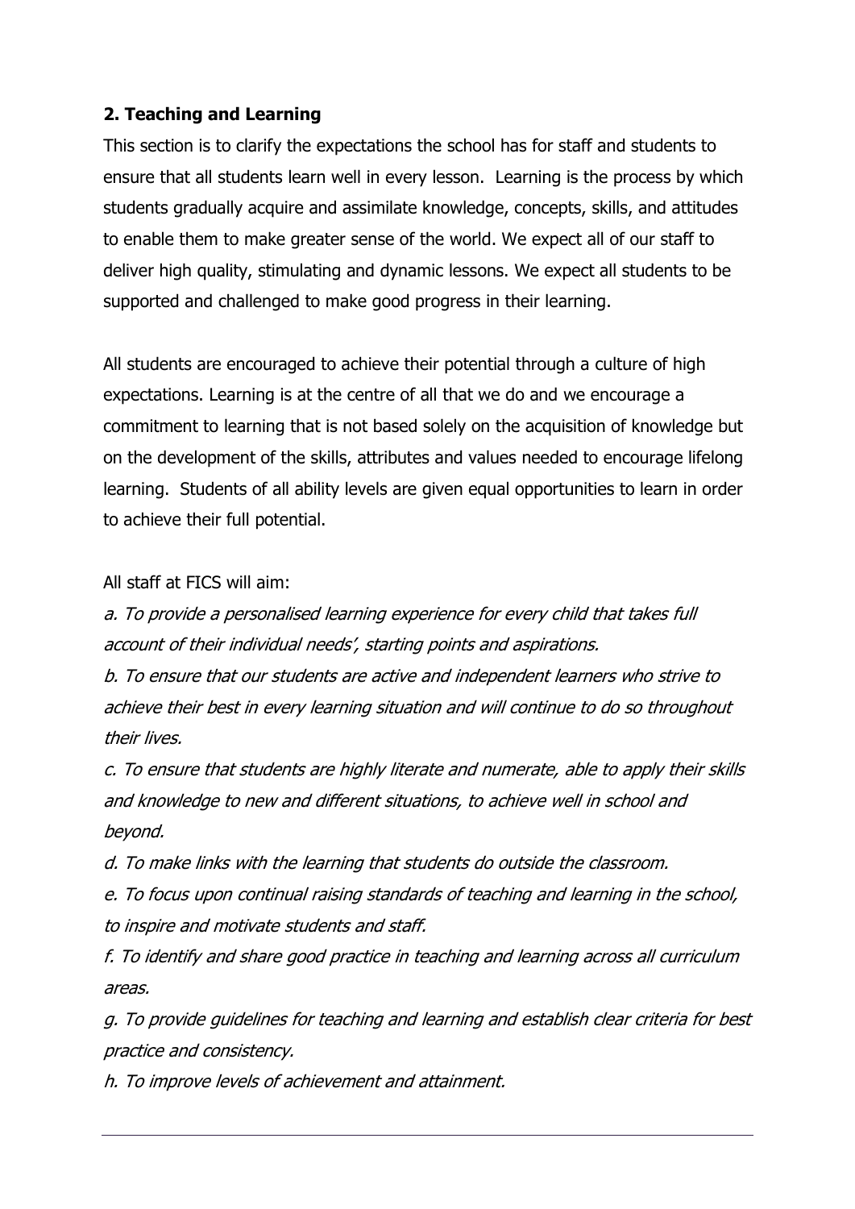## 2. Teaching and Learning

This section is to clarify the expectations the school has for staff and students to ensure that all students learn well in every lesson. Learning is the process by which students gradually acquire and assimilate knowledge, concepts, skills, and attitudes to enable them to make greater sense of the world. We expect all of our staff to deliver high quality, stimulating and dynamic lessons. We expect all students to be supported and challenged to make good progress in their learning.

All students are encouraged to achieve their potential through a culture of high expectations. Learning is at the centre of all that we do and we encourage a commitment to learning that is not based solely on the acquisition of knowledge but on the development of the skills, attributes and values needed to encourage lifelong learning. Students of all ability levels are given equal opportunities to learn in order to achieve their full potential.

All staff at FICS will aim:

*a. To provide a personalised learning experience for every child that takes full account of their individual needs', starting points and aspirations.*

*b. To ensure that our students are active and independent learners who strive to achieve their best in every learning situation and will continue to do so throughout their lives.*

*c. To ensure that students are highly literate and numerate, able to apply their skills and knowledge to new and different situations, to achieve well in school and beyond.*

*d. To make links with the learning that students do outside the classroom.*

*e. To focus upon continual raising standards of teaching and learning in the school, to inspire and motivate students and staff.*

*f. To identify and share good practice in teaching and learning across all curriculum areas.*

*g. To provide guidelines for teaching and learning and establish clear criteria for best practice and consistency.*

*h. To improve levels of achievement and attainment.*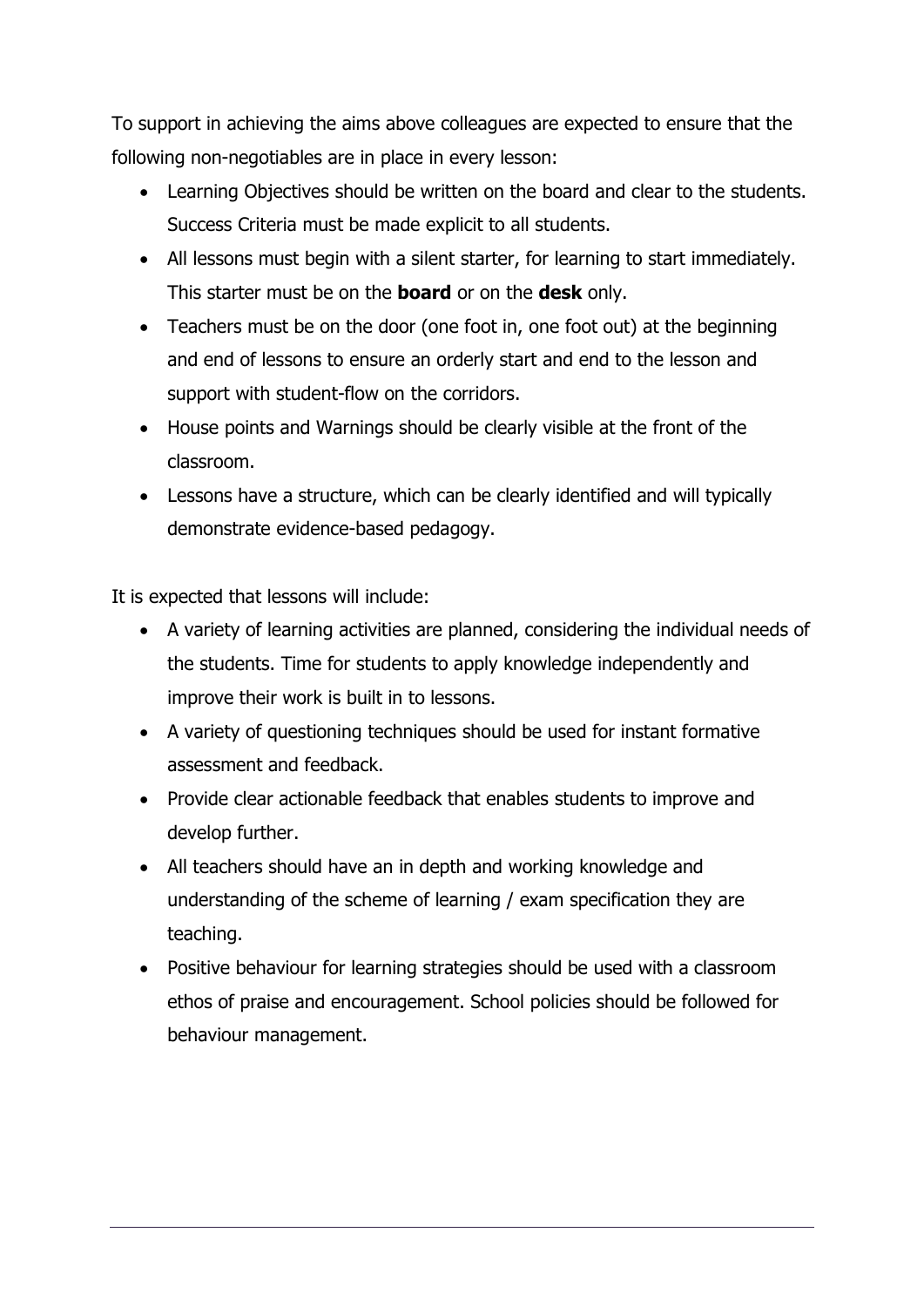To support in achieving the aims above colleagues are expected to ensure that the following non-negotiables are in place in every lesson:

- Learning Objectives should be written on the board and clear to the students. Success Criteria must be made explicit to all students.
- All lessons must begin with a silent starter, for learning to start immediately. This starter must be on the **board** or on the **desk** only.
- Teachers must be on the door (one foot in, one foot out) at the beginning and end of lessons to ensure an orderly start and end to the lesson and support with student-flow on the corridors.
- House points and Warnings should be clearly visible at the front of the classroom.
- Lessons have a structure, which can be clearly identified and will typically demonstrate evidence-based pedagogy.

It is expected that lessons will include:

- A variety of learning activities are planned, considering the individual needs of the students. Time for students to apply knowledge independently and improve their work is built in to lessons.
- A variety of questioning techniques should be used for instant formative assessment and feedback.
- Provide clear actionable feedback that enables students to improve and develop further.
- All teachers should have an in depth and working knowledge and understanding of the scheme of learning / exam specification they are teaching.
- Positive behaviour for learning strategies should be used with a classroom ethos of praise and encouragement. School policies should be followed for behaviour management.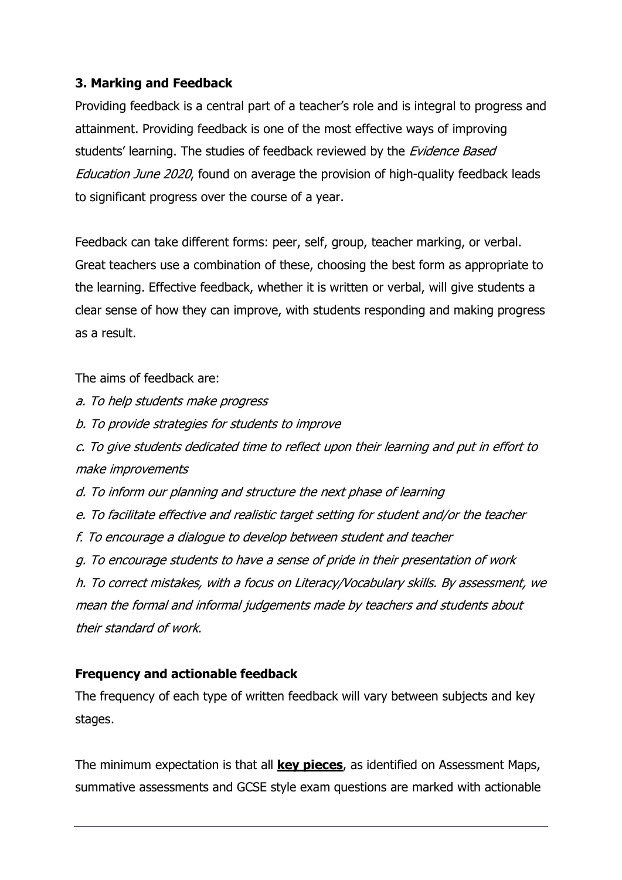### 3. Marking and Feedback

Providing feedback is a central part of a teacher's role and is integral to progress and attainment. Providing feedback is one of the most effective ways of improving students' learning. The studies of feedback reviewed by the *Evidence Based Education June 2020*, found on average the provision of high-quality feedback leads to significant progress over the course of a year.

Feedback can take different forms: peer, self, group, teacher marking, or verbal. Great teachers use a combination of these, choosing the best form as appropriate to the learning. Effective feedback, whether it is written or verbal, will give students a clear sense of how they can improve, with students responding and making progress as a result.

The aims of feedback are:

*a. To help students make progress*

*b. To provide strategies for students to improve*

*c. To give students dedicated time to reflect upon their learning and put in effort to make improvements*

*d. To inform our planning and structure the next phase of learning*

*e. To facilitate effective and realistic target setting for student and/or the teacher*

*f. To encourage a dialogue to develop between student and teacher*

*g. To encourage students to have a sense of pride in their presentation of work*

*h. To correct mistakes, with a focus on Literacy/Vocabulary skills. By assessment, we mean the formal and informal judgements made by teachers and students about their standard of work*.

#### Frequency and actionable feedback

The frequency of each type of written feedback will vary between subjects and key stages.

The minimum expectation is that all **<u>key pieces</u>**, as identified on Assessment Maps, summative assessments and GCSE style exam questions are marked with actionable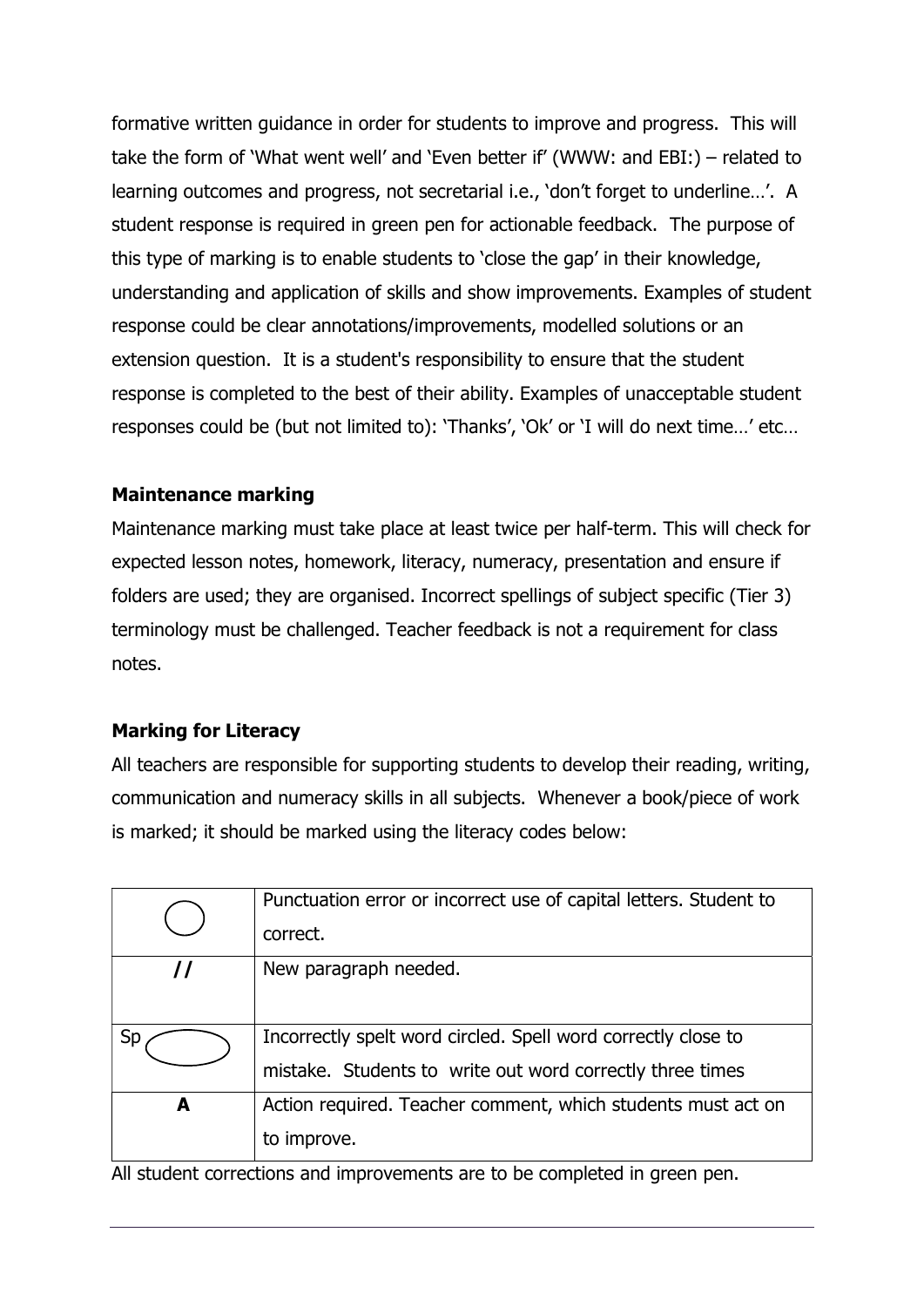formative written guidance in order for students to improve and progress. This will take the form of 'What went well' and 'Even better if' (WWW: and EBI:) – related to learning outcomes and progress, not secretarial i.e., 'don't forget to underline…'. A student response is required in green pen for actionable feedback. The purpose of this type of marking is to enable students to 'close the gap' in their knowledge, understanding and application of skills and show improvements. Examples of student response could be clear annotations/improvements, modelled solutions or an extension question. It is a student's responsibility to ensure that the student response is completed to the best of their ability. Examples of unacceptable student responses could be (but not limited to): 'Thanks', 'Ok' or 'I will do next time…' etc…

**Maintenance marking**

Maintenance marking must take place at least twice per half-term. This will check for expected lesson notes, homework, literacy, numeracy, presentation and ensure if folders are used; they are organised. Incorrect spellings of subject specific (Tier 3) terminology must be challenged. Teacher feedback is not a requirement for class notes.

**Marking for Literacy**

All teachers are responsible for supporting students to develop their reading, writing, communication and numeracy skills in all subjects. Whenever a book/piece of work is marked; it should be marked using the literacy codes below:

| | |
|---|---|
| ◯ | Punctuation error or incorrect use of capital letters. Student to correct. |
| // | New paragraph needed. |
| Sp ⬭ | Incorrectly spelt word circled. Spell word correctly close to mistake. Students to write out word correctly three times |
| **A** | Action required. Teacher comment, which students must act on to improve. |

All student corrections and improvements are to be completed in green pen.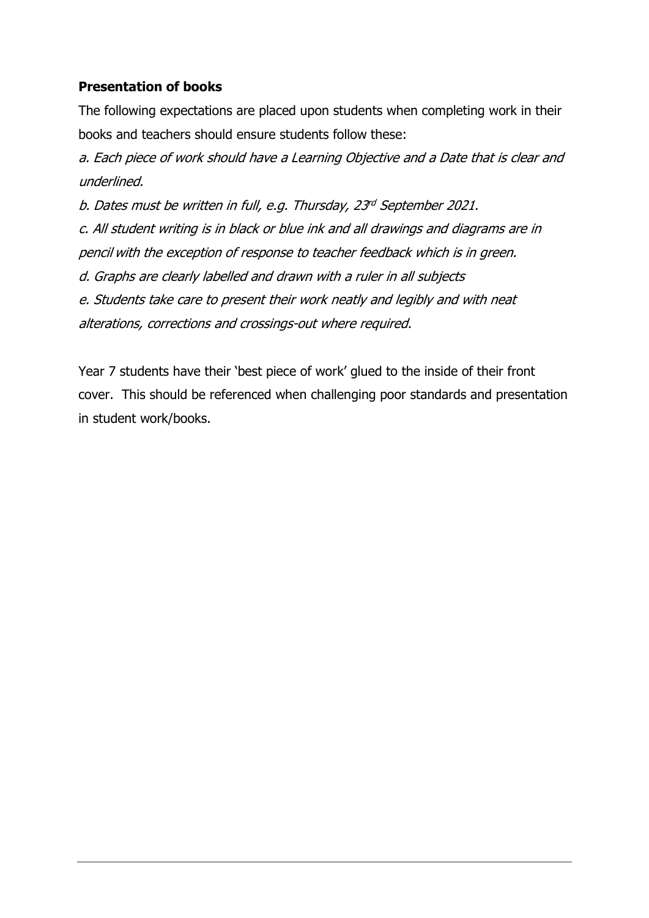**Presentation of books**

The following expectations are placed upon students when completing work in their books and teachers should ensure students follow these:

*a. Each piece of work should have a Learning Objective and a Date that is clear and underlined.*

*b. Dates must be written in full, e.g. Thursday, 23rd September 2021.*

*c. All student writing is in black or blue ink and all drawings and diagrams are in pencil with the exception of response to teacher feedback which is in green.*

*d. Graphs are clearly labelled and drawn with a ruler in all subjects*

*e. Students take care to present their work neatly and legibly and with neat alterations, corrections and crossings-out where required.*

Year 7 students have their 'best piece of work' glued to the inside of their front cover. This should be referenced when challenging poor standards and presentation in student work/books.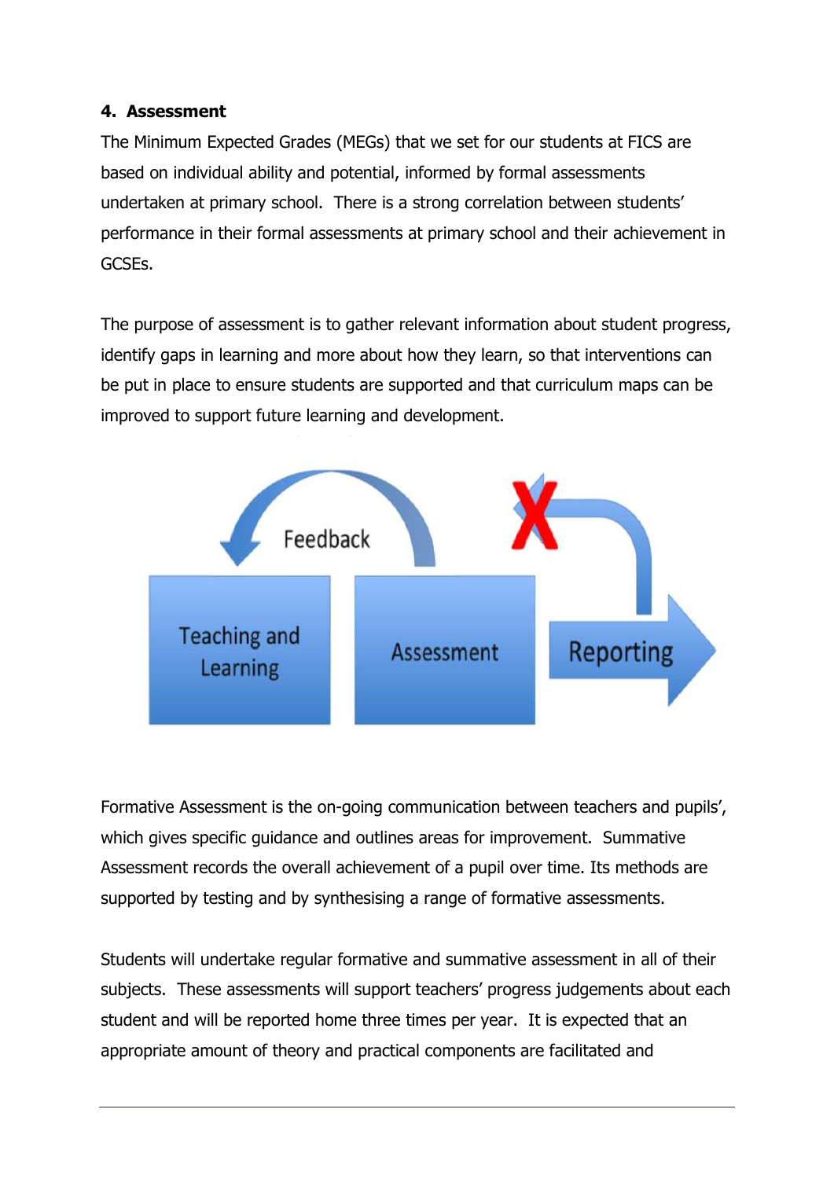## 4. Assessment

The Minimum Expected Grades (MEGs) that we set for our students at FICS are based on individual ability and potential, informed by formal assessments undertaken at primary school. There is a strong correlation between students' performance in their formal assessments at primary school and their achievement in GCSEs.

The purpose of assessment is to gather relevant information about student progress, identify gaps in learning and more about how they learn, so that interventions can be put in place to ensure students are supported and that curriculum maps can be improved to support future learning and development.

Feedback

Teaching and Learning

Assessment

Reporting

X

Formative Assessment is the on-going communication between teachers and pupils', which gives specific guidance and outlines areas for improvement. Summative Assessment records the overall achievement of a pupil over time. Its methods are supported by testing and by synthesising a range of formative assessments.

Students will undertake regular formative and summative assessment in all of their subjects. These assessments will support teachers' progress judgements about each student and will be reported home three times per year. It is expected that an appropriate amount of theory and practical components are facilitated and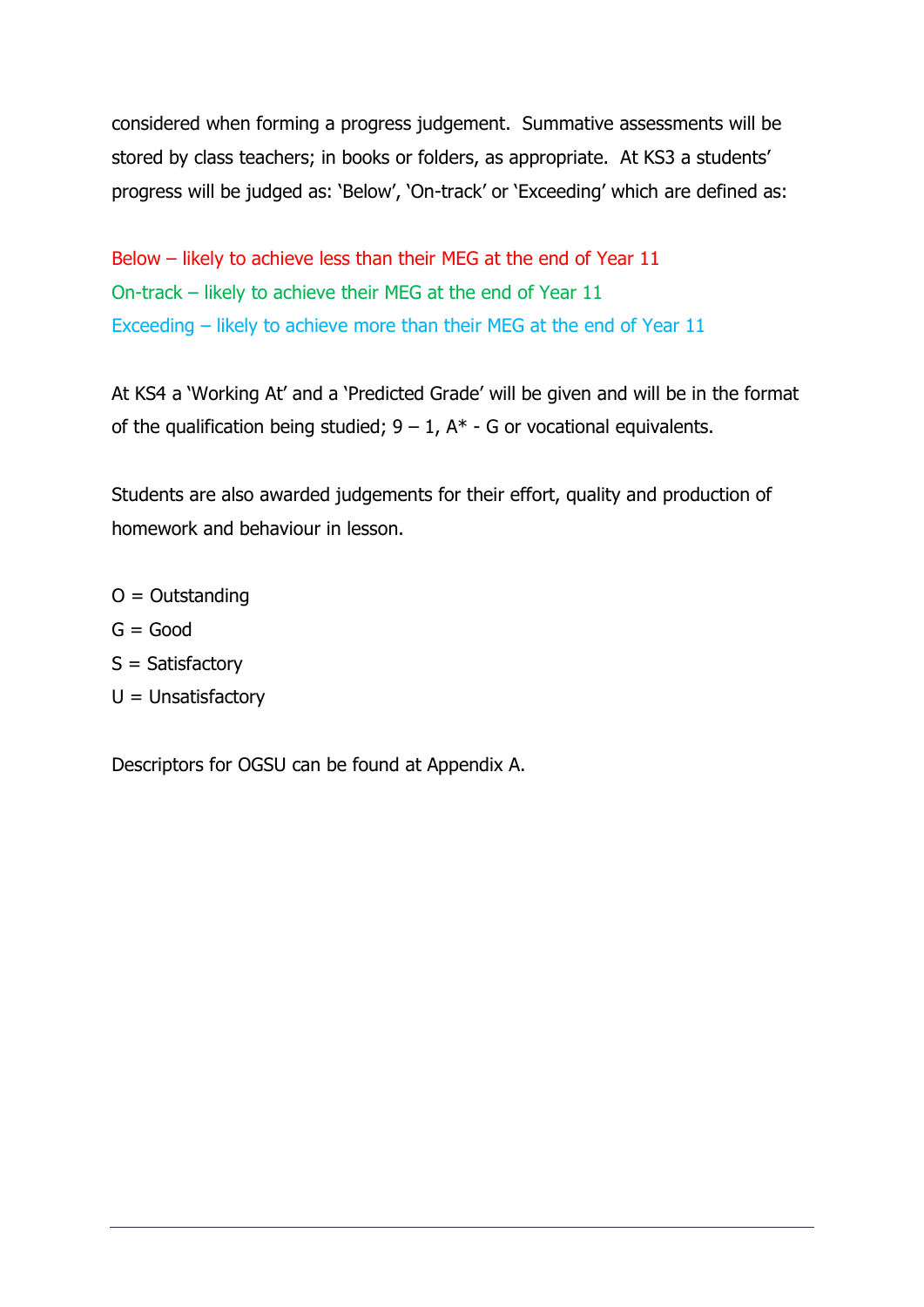considered when forming a progress judgement. Summative assessments will be stored by class teachers; in books or folders, as appropriate. At KS3 a students' progress will be judged as: 'Below', 'On-track' or 'Exceeding' which are defined as:

Below – likely to achieve less than their MEG at the end of Year 11
On-track – likely to achieve their MEG at the end of Year 11
Exceeding – likely to achieve more than their MEG at the end of Year 11

At KS4 a 'Working At' and a 'Predicted Grade' will be given and will be in the format of the qualification being studied; 9 – 1, A* - G or vocational equivalents.

Students are also awarded judgements for their effort, quality and production of homework and behaviour in lesson.

O = Outstanding
G = Good
S = Satisfactory
U = Unsatisfactory

Descriptors for OGSU can be found at Appendix A.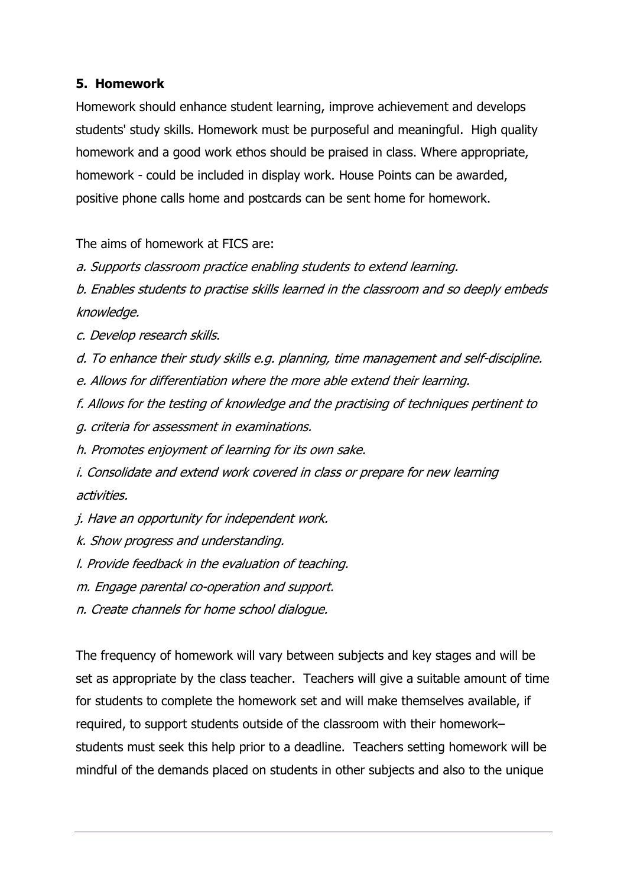### 5. Homework

Homework should enhance student learning, improve achievement and develops students' study skills. Homework must be purposeful and meaningful. High quality homework and a good work ethos should be praised in class. Where appropriate, homework - could be included in display work. House Points can be awarded, positive phone calls home and postcards can be sent home for homework.

The aims of homework at FICS are:

*a. Supports classroom practice enabling students to extend learning.*

*b. Enables students to practise skills learned in the classroom and so deeply embeds knowledge.*

*c. Develop research skills.*

*d. To enhance their study skills e.g. planning, time management and self-discipline.*

*e. Allows for differentiation where the more able extend their learning.*

*f. Allows for the testing of knowledge and the practising of techniques pertinent to*

*g. criteria for assessment in examinations.*

*h. Promotes enjoyment of learning for its own sake.*

*i. Consolidate and extend work covered in class or prepare for new learning activities.*

*j. Have an opportunity for independent work.*

*k. Show progress and understanding.*

*l. Provide feedback in the evaluation of teaching.*

*m. Engage parental co-operation and support.*

*n. Create channels for home school dialogue.*

The frequency of homework will vary between subjects and key stages and will be set as appropriate by the class teacher. Teachers will give a suitable amount of time for students to complete the homework set and will make themselves available, if required, to support students outside of the classroom with their homework– students must seek this help prior to a deadline. Teachers setting homework will be mindful of the demands placed on students in other subjects and also to the unique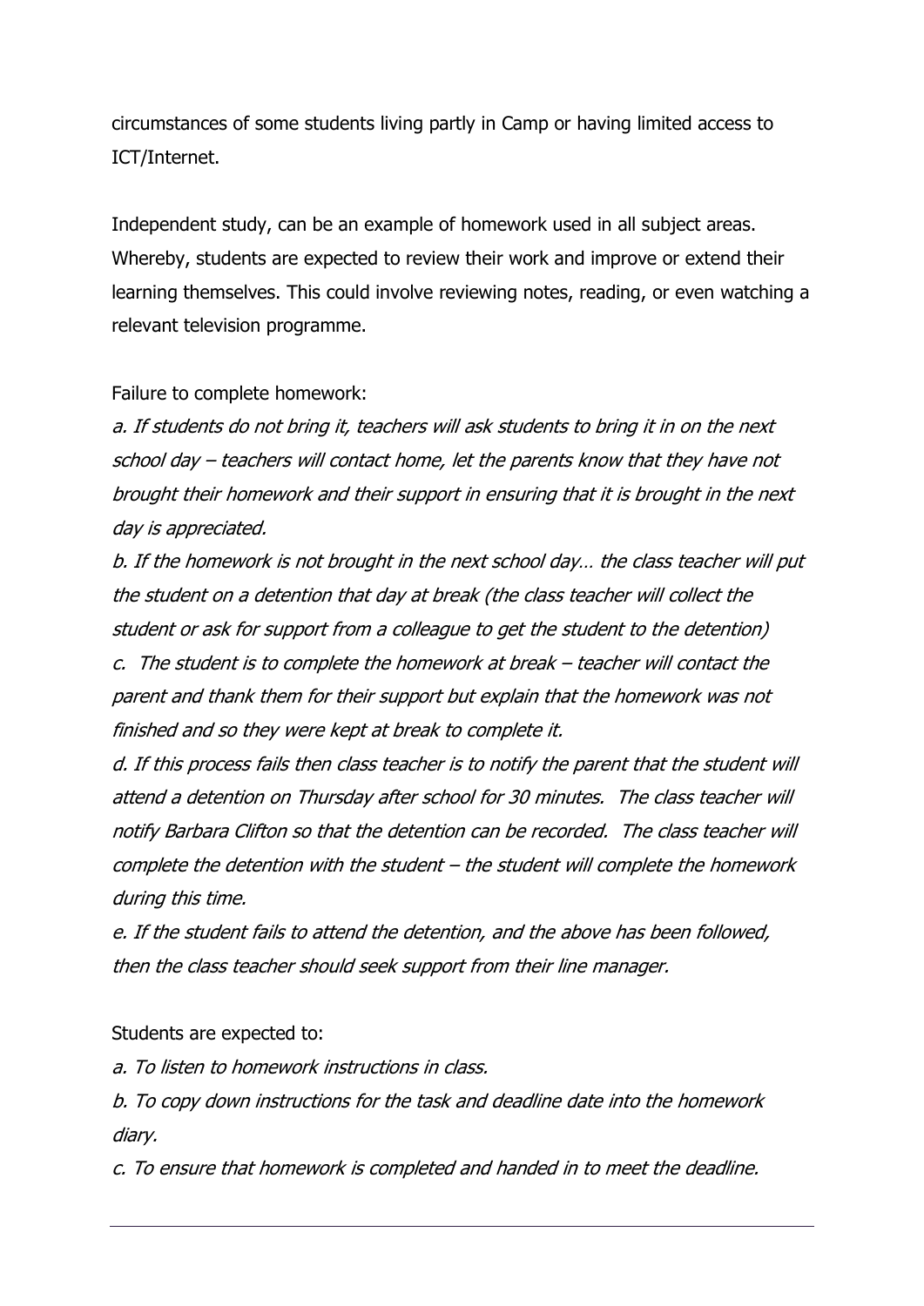circumstances of some students living partly in Camp or having limited access to ICT/Internet.

Independent study, can be an example of homework used in all subject areas. Whereby, students are expected to review their work and improve or extend their learning themselves. This could involve reviewing notes, reading, or even watching a relevant television programme.

Failure to complete homework:

*a. If students do not bring it, teachers will ask students to bring it in on the next school day – teachers will contact home, let the parents know that they have not brought their homework and their support in ensuring that it is brought in the next day is appreciated.*

*b. If the homework is not brought in the next school day… the class teacher will put the student on a detention that day at break (the class teacher will collect the student or ask for support from a colleague to get the student to the detention)*

*c. The student is to complete the homework at break – teacher will contact the parent and thank them for their support but explain that the homework was not finished and so they were kept at break to complete it.*

*d. If this process fails then class teacher is to notify the parent that the student will attend a detention on Thursday after school for 30 minutes. The class teacher will notify Barbara Clifton so that the detention can be recorded. The class teacher will complete the detention with the student – the student will complete the homework during this time.*

*e. If the student fails to attend the detention, and the above has been followed, then the class teacher should seek support from their line manager.*

Students are expected to:

*a. To listen to homework instructions in class.*

*b. To copy down instructions for the task and deadline date into the homework diary.*

*c. To ensure that homework is completed and handed in to meet the deadline.*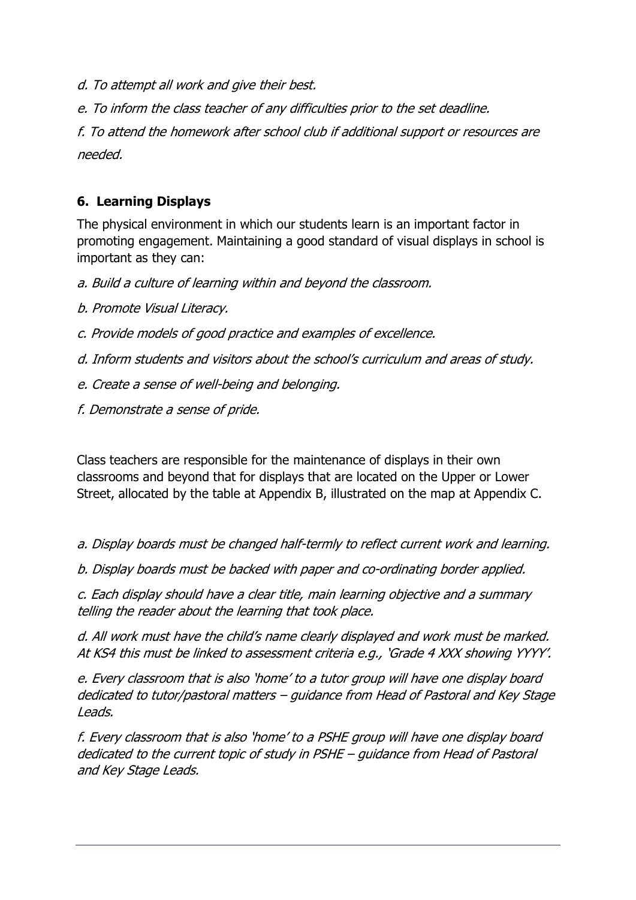*d. To attempt all work and give their best.*

*e. To inform the class teacher of any difficulties prior to the set deadline.*

*f. To attend the homework after school club if additional support or resources are needed.*

## 6. Learning Displays

The physical environment in which our students learn is an important factor in promoting engagement. Maintaining a good standard of visual displays in school is important as they can:

*a. Build a culture of learning within and beyond the classroom.*

*b. Promote Visual Literacy.*

*c. Provide models of good practice and examples of excellence.*

*d. Inform students and visitors about the school's curriculum and areas of study.*

*e. Create a sense of well-being and belonging.*

*f. Demonstrate a sense of pride.*

Class teachers are responsible for the maintenance of displays in their own classrooms and beyond that for displays that are located on the Upper or Lower Street, allocated by the table at Appendix B, illustrated on the map at Appendix C.

*a. Display boards must be changed half-termly to reflect current work and learning.*

*b. Display boards must be backed with paper and co-ordinating border applied.*

*c. Each display should have a clear title, main learning objective and a summary telling the reader about the learning that took place.*

*d. All work must have the child's name clearly displayed and work must be marked. At KS4 this must be linked to assessment criteria e.g., 'Grade 4 XXX showing YYYY'.*

*e. Every classroom that is also 'home' to a tutor group will have one display board dedicated to tutor/pastoral matters – guidance from Head of Pastoral and Key Stage Leads.*

*f. Every classroom that is also 'home' to a PSHE group will have one display board dedicated to the current topic of study in PSHE – guidance from Head of Pastoral and Key Stage Leads.*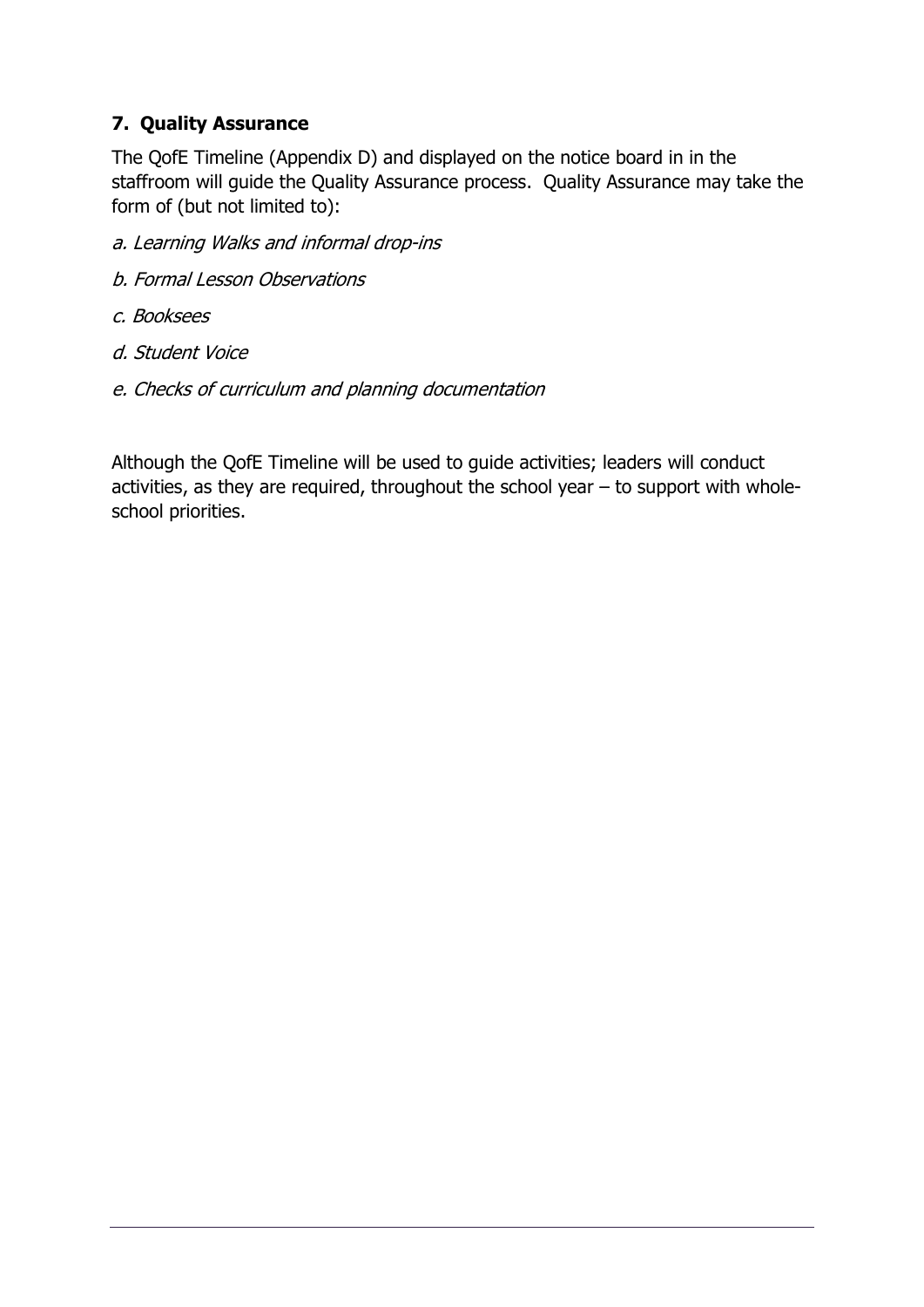## **7. Quality Assurance**

The QofE Timeline (Appendix D) and displayed on the notice board in in the staffroom will guide the Quality Assurance process. Quality Assurance may take the form of (but not limited to):

*a. Learning Walks and informal drop-ins*

*b. Formal Lesson Observations*

*c. Booksees*

*d. Student Voice*

*e. Checks of curriculum and planning documentation*

Although the QofE Timeline will be used to guide activities; leaders will conduct activities, as they are required, throughout the school year – to support with whole-school priorities.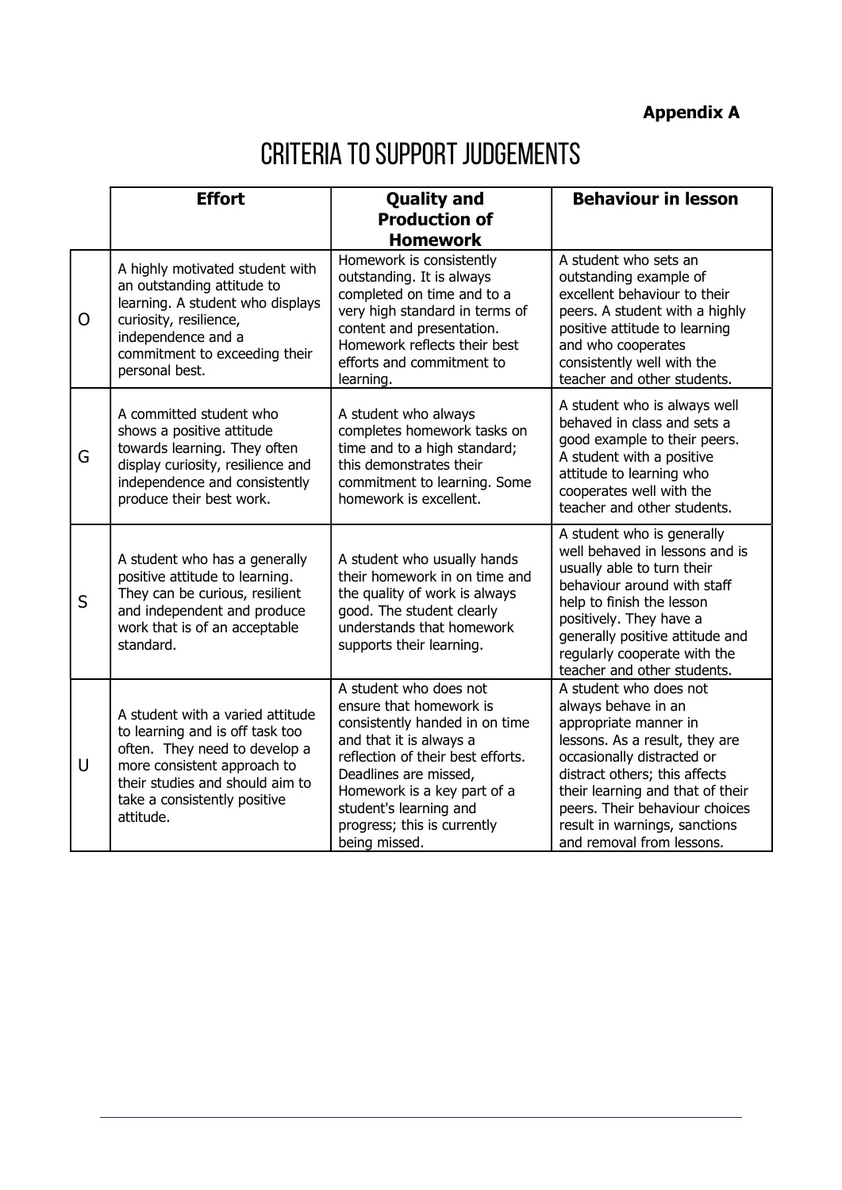**Appendix A**

# CRITERIA TO SUPPORT JUDGEMENTS

| | **Effort** | **Quality and Production of Homework** | **Behaviour in lesson** |
|---|---|---|---|
| O | A highly motivated student with an outstanding attitude to learning. A student who displays curiosity, resilience, independence and a commitment to exceeding their personal best. | Homework is consistently outstanding. It is always completed on time and to a very high standard in terms of content and presentation. Homework reflects their best efforts and commitment to learning. | A student who sets an outstanding example of excellent behaviour to their peers. A student with a highly positive attitude to learning and who cooperates consistently well with the teacher and other students. |
| G | A committed student who shows a positive attitude towards learning. They often display curiosity, resilience and independence and consistently produce their best work. | A student who always completes homework tasks on time and to a high standard; this demonstrates their commitment to learning. Some homework is excellent. | A student who is always well behaved in class and sets a good example to their peers. A student with a positive attitude to learning who cooperates well with the teacher and other students. |
| S | A student who has a generally positive attitude to learning. They can be curious, resilient and independent and produce work that is of an acceptable standard. | A student who usually hands their homework in on time and the quality of work is always good. The student clearly understands that homework supports their learning. | A student who is generally well behaved in lessons and is usually able to turn their behaviour around with staff help to finish the lesson positively. They have a generally positive attitude and regularly cooperate with the teacher and other students. |
| U | A student with a varied attitude to learning and is off task too often. They need to develop a more consistent approach to their studies and should aim to take a consistently positive attitude. | A student who does not ensure that homework is consistently handed in on time and that it is always a reflection of their best efforts. Deadlines are missed, Homework is a key part of a student's learning and progress; this is currently being missed. | A student who does not always behave in an appropriate manner in lessons. As a result, they are occasionally distracted or distract others; this affects their learning and that of their peers. Their behaviour choices result in warnings, sanctions and removal from lessons. |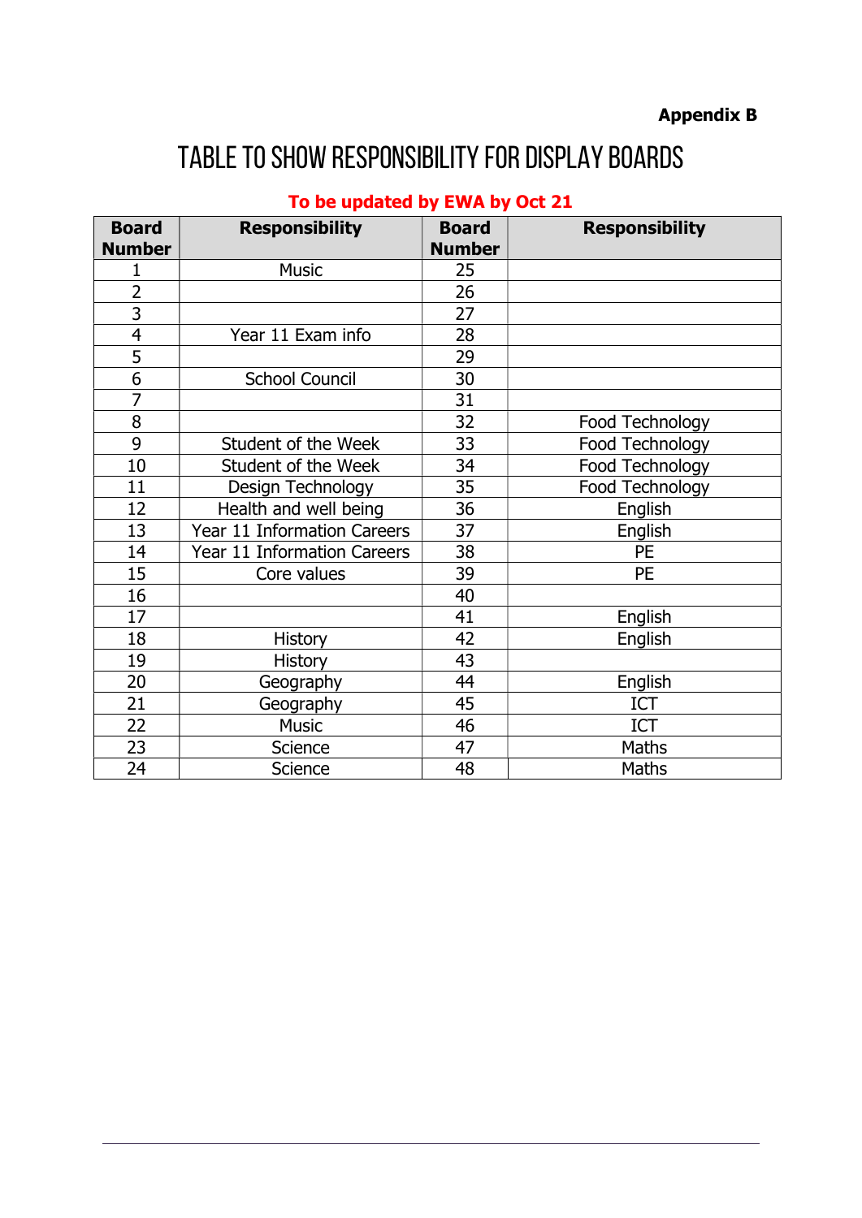**Appendix B**

# TABLE TO SHOW RESPONSIBILITY FOR DISPLAY BOARDS

**To be updated by EWA by Oct 21**

| Board Number | Responsibility | Board Number | Responsibility |
|---|---|---|---|
| 1 | Music | 25 | |
| 2 | | 26 | |
| 3 | | 27 | |
| 4 | Year 11 Exam info | 28 | |
| 5 | | 29 | |
| 6 | School Council | 30 | |
| 7 | | 31 | |
| 8 | | 32 | Food Technology |
| 9 | Student of the Week | 33 | Food Technology |
| 10 | Student of the Week | 34 | Food Technology |
| 11 | Design Technology | 35 | Food Technology |
| 12 | Health and well being | 36 | English |
| 13 | Year 11 Information Careers | 37 | English |
| 14 | Year 11 Information Careers | 38 | PE |
| 15 | Core values | 39 | PE |
| 16 | | 40 | |
| 17 | | 41 | English |
| 18 | History | 42 | English |
| 19 | History | 43 | |
| 20 | Geography | 44 | English |
| 21 | Geography | 45 | ICT |
| 22 | Music | 46 | ICT |
| 23 | Science | 47 | Maths |
| 24 | Science | 48 | Maths |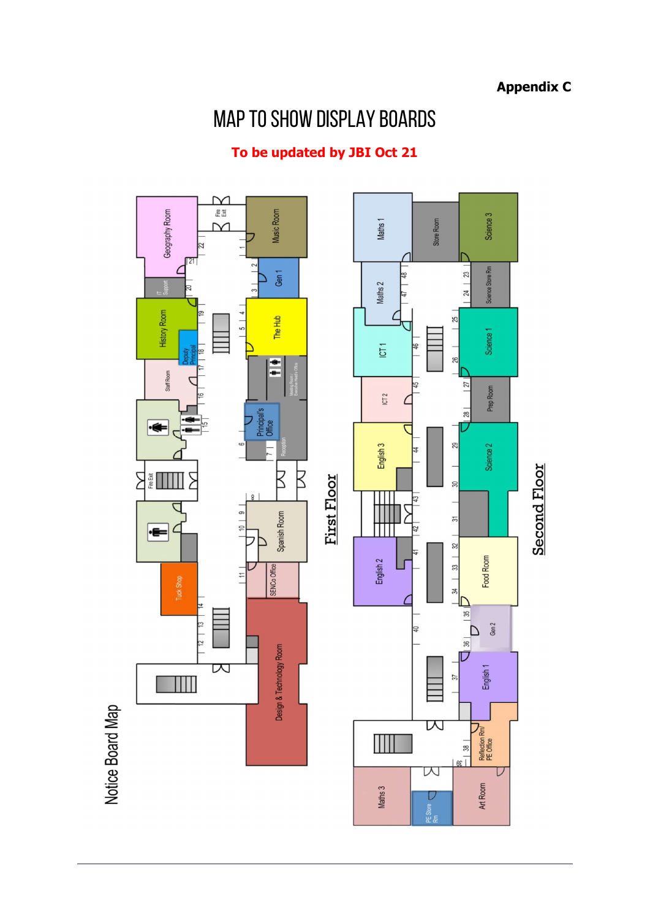**Appendix C**

# MAP TO SHOW DISPLAY BOARDS

**To be updated by JBI Oct 21**

Notice Board Map

First Floor

Geography Room
Fire Exit
Music Room
Gen 1
IT Support
History Room
Deputy Principal
The Hub
Staff Room
Meeting Room / Executive Head's Office
Principal's Office
Reception
Fire Exit
Spanish Room
SENCo Office
Tuck Shop
Design & Technology Room
1
2
3
4
5
6
7
8
9
10
11
12
13
14
15
16
17
18
19
20
21
22

Second Floor

Maths 1
Store Room
Science 3
Maths 2
Science Store Rm
ICT 1
Science 1
ICT 2
Prep Room
English 3
Science 2
English 2
Food Room
Gen 2
English 1
Reflection Rm/ PE Office
Maths 3
PE Store Rm
Art Room
23
24
25
26
27
28
29
30
31
32
33
34
35
36
37
38
39
40
41
42
43
44
45
46
47
48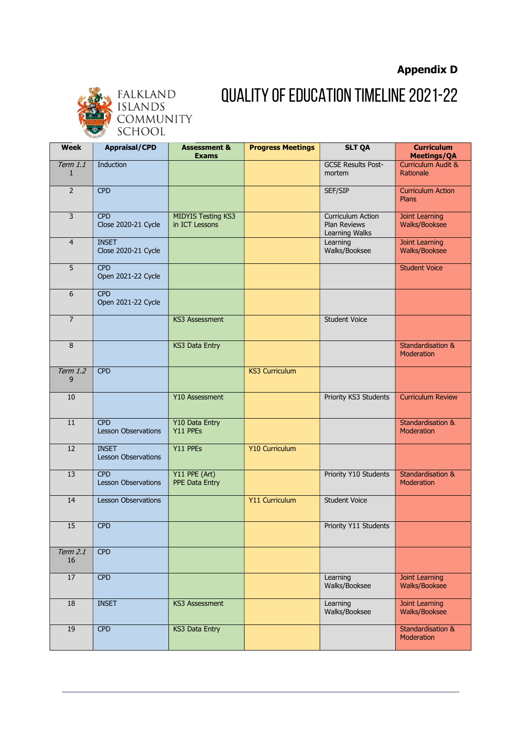**Appendix D**

FALKLAND ISLANDS COMMUNITY SCHOOL

# QUALITY OF EDUCATION TIMELINE 2021-22

| Week | Appraisal/CPD | Assessment & Exams | Progress Meetings | SLT QA | Curriculum Meetings/QA |
|---|---|---|---|---|---|
| *Term 1.1* 1 | Induction | | | GCSE Results Post-mortem | Curriculum Audit & Rationale |
| 2 | CPD | | | SEF/SIP | Curriculum Action Plans |
| 3 | CPD Close 2020-21 Cycle | MIDYIS Testing KS3 in ICT Lessons | | Curriculum Action Plan Reviews Learning Walks | Joint Learning Walks/Booksee |
| 4 | INSET Close 2020-21 Cycle | | | Learning Walks/Booksee | Joint Learning Walks/Booksee |
| 5 | CPD Open 2021-22 Cycle | | | | Student Voice |
| 6 | CPD Open 2021-22 Cycle | | | | |
| 7 | | KS3 Assessment | | Student Voice | |
| 8 | | KS3 Data Entry | | | Standardisation & Moderation |
| *Term 1.2* 9 | CPD | | KS3 Curriculum | | |
| 10 | | Y10 Assessment | | Priority KS3 Students | Curriculum Review |
| 11 | CPD Lesson Observations | Y10 Data Entry Y11 PPEs | | | Standardisation & Moderation |
| 12 | INSET Lesson Observations | Y11 PPEs | Y10 Curriculum | | |
| 13 | CPD Lesson Observations | Y11 PPE (Art) PPE Data Entry | | Priority Y10 Students | Standardisation & Moderation |
| 14 | Lesson Observations | | Y11 Curriculum | Student Voice | |
| 15 | CPD | | | Priority Y11 Students | |
| *Term 2.1* 16 | CPD | | | | |
| 17 | CPD | | | Learning Walks/Booksee | Joint Learning Walks/Booksee |
| 18 | INSET | KS3 Assessment | | Learning Walks/Booksee | Joint Learning Walks/Booksee |
| 19 | CPD | KS3 Data Entry | | | Standardisation & Moderation |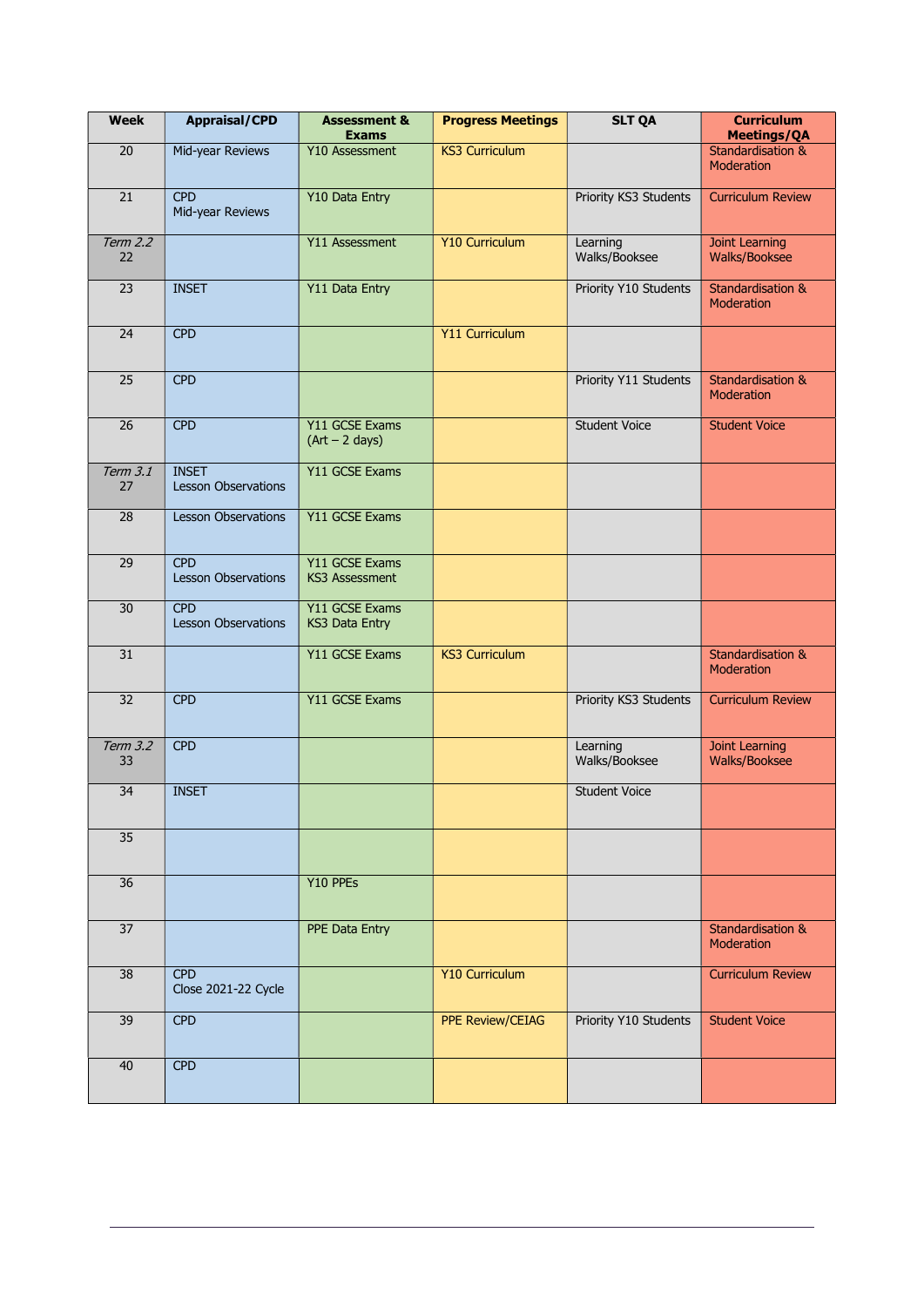| Week | Appraisal/CPD | Assessment & Exams | Progress Meetings | SLT QA | Curriculum Meetings/QA |
| --- | --- | --- | --- | --- | --- |
| 20 | Mid-year Reviews | Y10 Assessment | KS3 Curriculum | | Standardisation & Moderation |
| 21 | CPD<br>Mid-year Reviews | Y10 Data Entry | | Priority KS3 Students | Curriculum Review |
| *Term 2.2*<br>22 | | Y11 Assessment | Y10 Curriculum | Learning Walks/Booksee | Joint Learning Walks/Booksee |
| 23 | INSET | Y11 Data Entry | | Priority Y10 Students | Standardisation & Moderation |
| 24 | CPD | | Y11 Curriculum | | |
| 25 | CPD | | | Priority Y11 Students | Standardisation & Moderation |
| 26 | CPD | Y11 GCSE Exams (Art – 2 days) | | Student Voice | Student Voice |
| *Term 3.1*<br>27 | INSET<br>Lesson Observations | Y11 GCSE Exams | | | |
| 28 | Lesson Observations | Y11 GCSE Exams | | | |
| 29 | CPD<br>Lesson Observations | Y11 GCSE Exams<br>KS3 Assessment | | | |
| 30 | CPD<br>Lesson Observations | Y11 GCSE Exams<br>KS3 Data Entry | | | |
| 31 | | Y11 GCSE Exams | KS3 Curriculum | | Standardisation & Moderation |
| 32 | CPD | Y11 GCSE Exams | | Priority KS3 Students | Curriculum Review |
| *Term 3.2*<br>33 | CPD | | | Learning Walks/Booksee | Joint Learning Walks/Booksee |
| 34 | INSET | | | Student Voice | |
| 35 | | | | | |
| 36 | | Y10 PPEs | | | |
| 37 | | PPE Data Entry | | | Standardisation & Moderation |
| 38 | CPD<br>Close 2021-22 Cycle | | Y10 Curriculum | | Curriculum Review |
| 39 | CPD | | PPE Review/CEIAG | Priority Y10 Students | Student Voice |
| 40 | CPD | | | | |